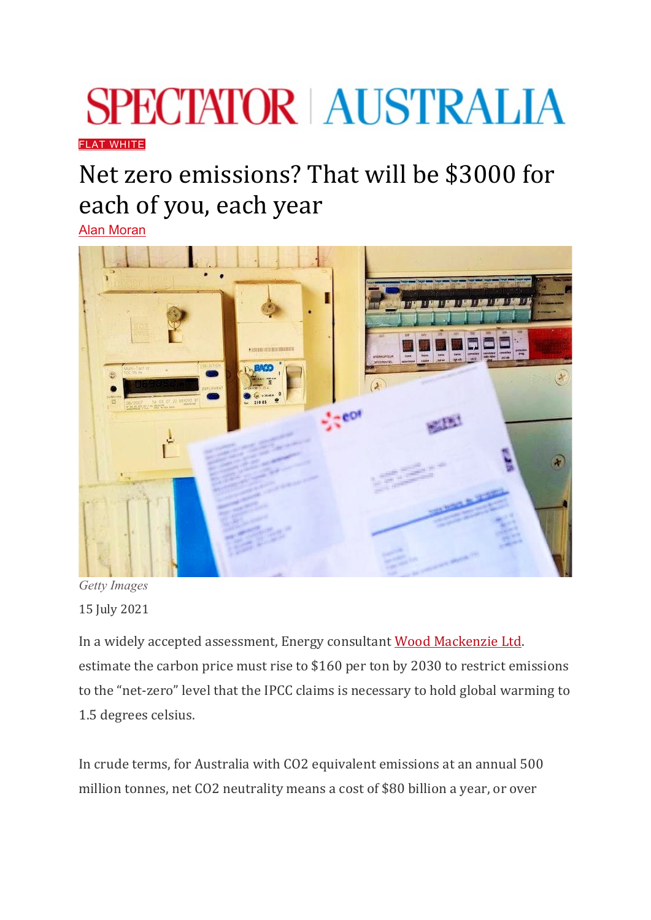# SPECTATOR | AUSTRALIA

FLAT WHITE

## Net zero emissions? That will be $3000 for each of you, each year

Alan Moran

*Getty Images*

15 July 2021

In a widely accepted assessment, Energy consultant Wood Mackenzie Ltd. estimate the carbon price must rise to $160 per ton by 2030 to restrict emissions to the "net-zero" level that the IPCC claims is necessary to hold global warming to 1.5 degrees celsius.

In crude terms, for Australia with $CO_2$ equivalent emissions at an annual 500 million tonnes, net $CO_2$ neutrality means a cost of $80 billion a year, or over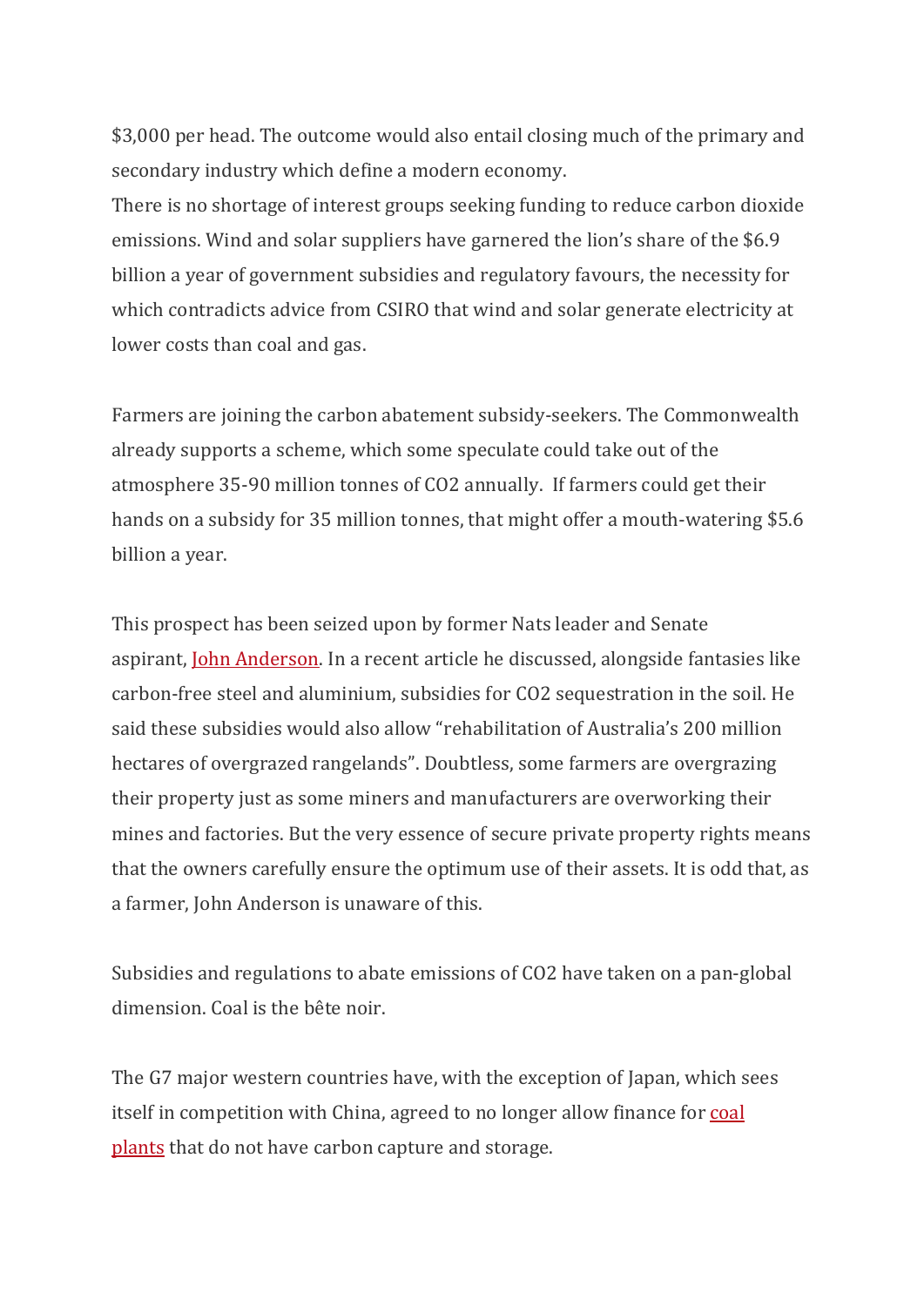$3,000 per head. The outcome would also entail closing much of the primary and secondary industry which define a modern economy.
There is no shortage of interest groups seeking funding to reduce carbon dioxide emissions. Wind and solar suppliers have garnered the lion's share of the $6.9 billion a year of government subsidies and regulatory favours, the necessity for which contradicts advice from CSIRO that wind and solar generate electricity at lower costs than coal and gas.

Farmers are joining the carbon abatement subsidy-seekers. The Commonwealth already supports a scheme, which some speculate could take out of the atmosphere 35-90 million tonnes of $CO_2$ annually. If farmers could get their hands on a subsidy for 35 million tonnes, that might offer a mouth-watering $5.6 billion a year.

This prospect has been seized upon by former Nats leader and Senate aspirant, John Anderson. In a recent article he discussed, alongside fantasies like carbon-free steel and aluminium, subsidies for $CO_2$ sequestration in the soil. He said these subsidies would also allow "rehabilitation of Australia's 200 million hectares of overgrazed rangelands". Doubtless, some farmers are overgrazing their property just as some miners and manufacturers are overworking their mines and factories. But the very essence of secure private property rights means that the owners carefully ensure the optimum use of their assets. It is odd that, as a farmer, John Anderson is unaware of this.

Subsidies and regulations to abate emissions of $CO_2$ have taken on a pan-global dimension. Coal is the bête noir.

The G7 major western countries have, with the exception of Japan, which sees itself in competition with China, agreed to no longer allow finance for coal plants that do not have carbon capture and storage.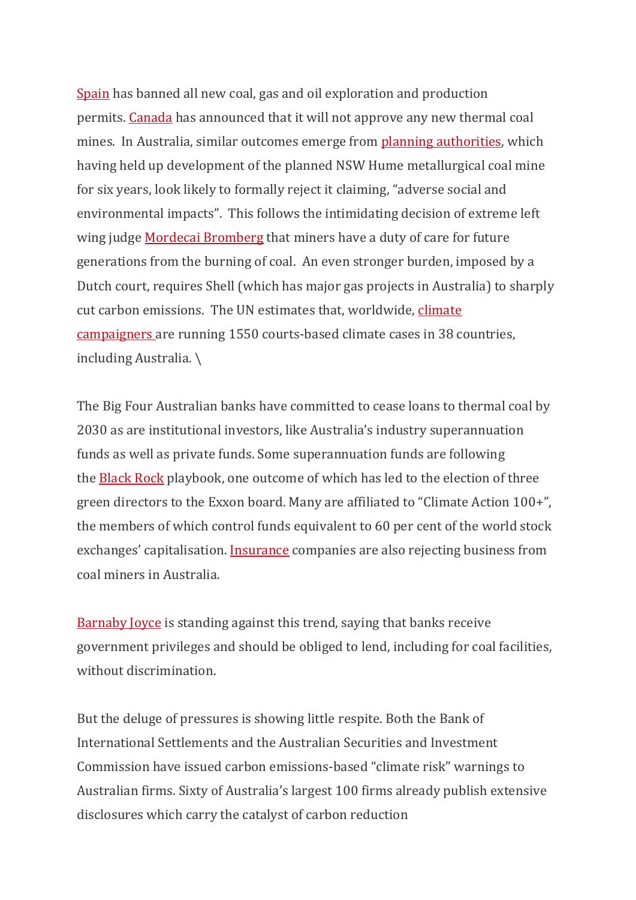Spain has banned all new coal, gas and oil exploration and production permits. Canada has announced that it will not approve any new thermal coal mines. In Australia, similar outcomes emerge from planning authorities, which having held up development of the planned NSW Hume metallurgical coal mine for six years, look likely to formally reject it claiming, "adverse social and environmental impacts". This follows the intimidating decision of extreme left wing judge Mordecai Bromberg that miners have a duty of care for future generations from the burning of coal. An even stronger burden, imposed by a Dutch court, requires Shell (which has major gas projects in Australia) to sharply cut carbon emissions. The UN estimates that, worldwide, climate campaigners are running 1550 courts-based climate cases in 38 countries, including Australia. \

The Big Four Australian banks have committed to cease loans to thermal coal by 2030 as are institutional investors, like Australia's industry superannuation funds as well as private funds. Some superannuation funds are following the Black Rock playbook, one outcome of which has led to the election of three green directors to the Exxon board. Many are affiliated to "Climate Action 100+", the members of which control funds equivalent to 60 per cent of the world stock exchanges' capitalisation. Insurance companies are also rejecting business from coal miners in Australia.

Barnaby Joyce is standing against this trend, saying that banks receive government privileges and should be obliged to lend, including for coal facilities, without discrimination.

But the deluge of pressures is showing little respite. Both the Bank of International Settlements and the Australian Securities and Investment Commission have issued carbon emissions-based "climate risk" warnings to Australian firms. Sixty of Australia's largest 100 firms already publish extensive disclosures which carry the catalyst of carbon reduction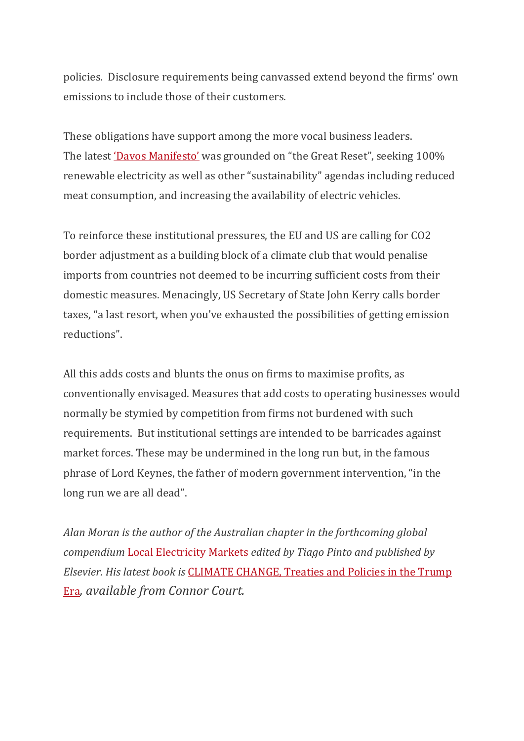policies. Disclosure requirements being canvassed extend beyond the firms' own emissions to include those of their customers.

These obligations have support among the more vocal business leaders. The latest 'Davos Manifesto' was grounded on "the Great Reset", seeking 100% renewable electricity as well as other "sustainability" agendas including reduced meat consumption, and increasing the availability of electric vehicles.

To reinforce these institutional pressures, the EU and US are calling for CO2 border adjustment as a building block of a climate club that would penalise imports from countries not deemed to be incurring sufficient costs from their domestic measures. Menacingly, US Secretary of State John Kerry calls border taxes, "a last resort, when you've exhausted the possibilities of getting emission reductions".

All this adds costs and blunts the onus on firms to maximise profits, as conventionally envisaged. Measures that add costs to operating businesses would normally be stymied by competition from firms not burdened with such requirements. But institutional settings are intended to be barricades against market forces. These may be undermined in the long run but, in the famous phrase of Lord Keynes, the father of modern government intervention, "in the long run we are all dead".

*Alan Moran is the author of the Australian chapter in the forthcoming global compendium* Local Electricity Markets *edited by Tiago Pinto and published by Elsevier. His latest book is* CLIMATE CHANGE, Treaties and Policies in the Trump Era*, available from Connor Court.*